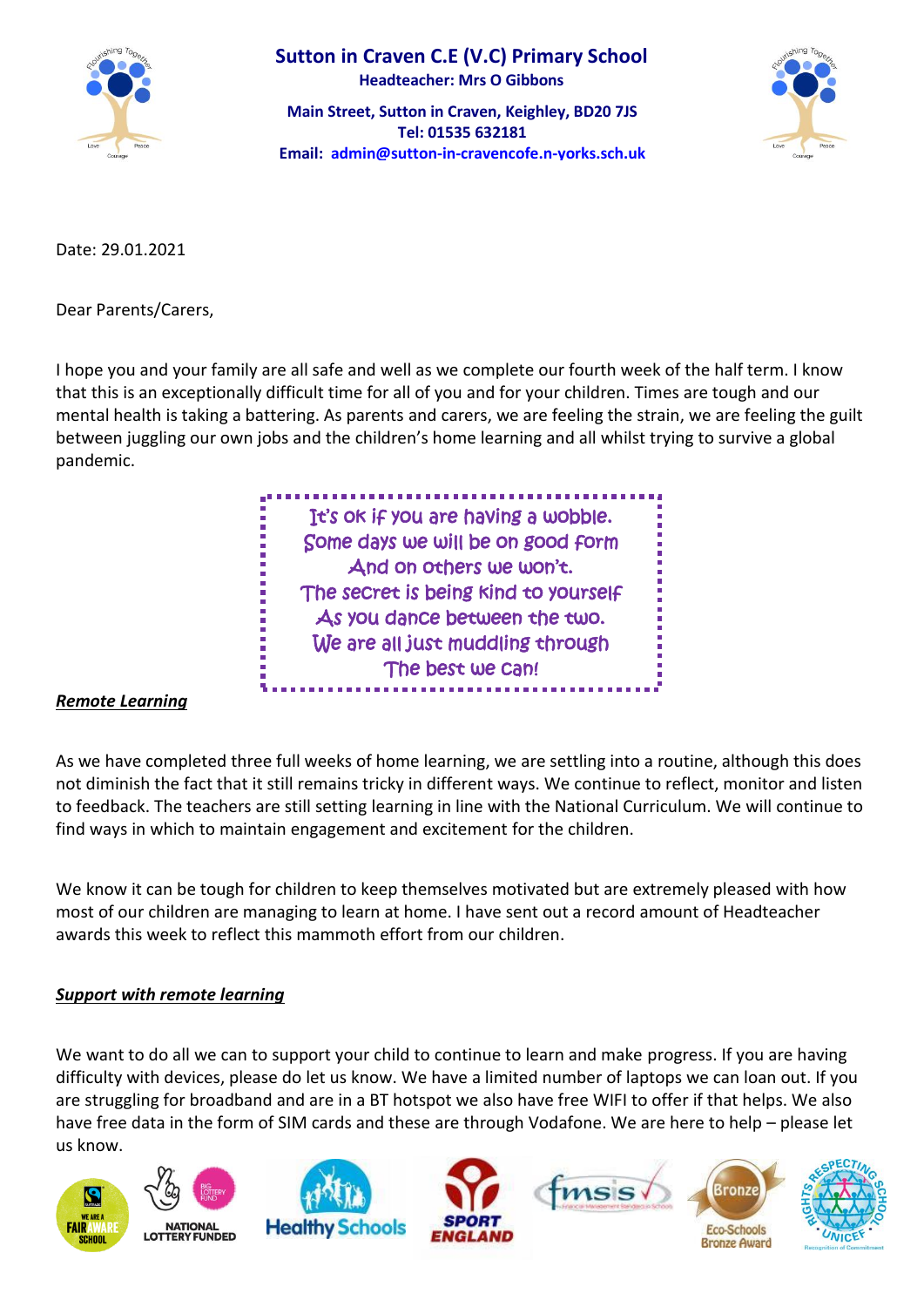# Sutton in Craven C.E (V.C) Primary School

**Headteacher: Mrs O Gibbons**

**Main Street, Sutton in Craven, Keighley, BD20 7JS**
**Tel: 01535 632181**
**Email: admin@sutton-in-cravencofe.n-yorks.sch.uk**

Date: 29.01.2021

Dear Parents/Carers,

I hope you and your family are all safe and well as we complete our fourth week of the half term. I know that this is an exceptionally difficult time for all of you and for your children. Times are tough and our mental health is taking a battering. As parents and carers, we are feeling the strain, we are feeling the guilt between juggling our own jobs and the children's home learning and all whilst trying to survive a global pandemic.

> It's ok if you are having a wobble.
> Some days we will be on good form
> And on others we won't.
> The secret is being kind to yourself
> As you dance between the two.
> We are all just muddling through
> The best we can!

***Remote Learning***

As we have completed three full weeks of home learning, we are settling into a routine, although this does not diminish the fact that it still remains tricky in different ways. We continue to reflect, monitor and listen to feedback. The teachers are still setting learning in line with the National Curriculum. We will continue to find ways in which to maintain engagement and excitement for the children.

We know it can be tough for children to keep themselves motivated but are extremely pleased with how most of our children are managing to learn at home. I have sent out a record amount of Headteacher awards this week to reflect this mammoth effort from our children.

***Support with remote learning***

We want to do all we can to support your child to continue to learn and make progress. If you are having difficulty with devices, please do let us know. We have a limited number of laptops we can loan out. If you are struggling for broadband and are in a BT hotspot we also have free WIFI to offer if that helps. We also have free data in the form of SIM cards and these are through Vodafone. We are here to help – please let us know.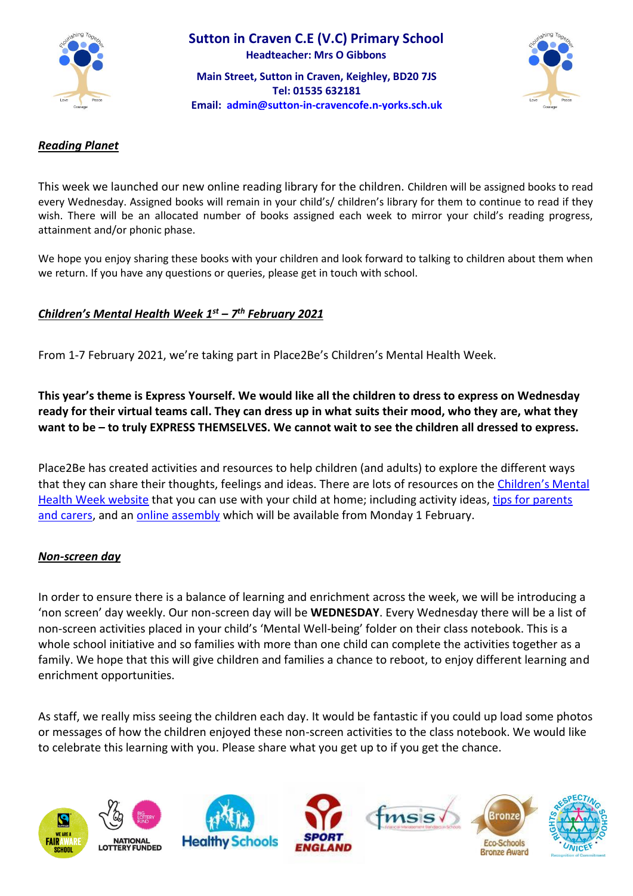# Sutton in Craven C.E (V.C) Primary School

**Headteacher: Mrs O Gibbons**

**Main Street, Sutton in Craven, Keighley, BD20 7JS**
**Tel: 01535 632181**
**Email: admin@sutton-in-cravencofe.n-yorks.sch.uk**

## ***Reading Planet***

This week we launched our new online reading library for the children. Children will be assigned books to read every Wednesday. Assigned books will remain in your child's/ children's library for them to continue to read if they wish. There will be an allocated number of books assigned each week to mirror your child's reading progress, attainment and/or phonic phase.

We hope you enjoy sharing these books with your children and look forward to talking to children about them when we return. If you have any questions or queries, please get in touch with school.

## ***Children's Mental Health Week 1st – 7th February 2021***

From 1-7 February 2021, we're taking part in Place2Be's Children's Mental Health Week.

**This year's theme is Express Yourself. We would like all the children to dress to express on Wednesday ready for their virtual teams call. They can dress up in what suits their mood, who they are, what they want to be – to truly EXPRESS THEMSELVES. We cannot wait to see the children all dressed to express.**

Place2Be has created activities and resources to help children (and adults) to explore the different ways that they can share their thoughts, feelings and ideas. There are lots of resources on the Children's Mental Health Week website that you can use with your child at home; including activity ideas, tips for parents and carers, and an online assembly which will be available from Monday 1 February.

## ***Non-screen day***

In order to ensure there is a balance of learning and enrichment across the week, we will be introducing a 'non screen' day weekly. Our non-screen day will be **WEDNESDAY**. Every Wednesday there will be a list of non-screen activities placed in your child's 'Mental Well-being' folder on their class notebook. This is a whole school initiative and so families with more than one child can complete the activities together as a family. We hope that this will give children and families a chance to reboot, to enjoy different learning and enrichment opportunities.

As staff, we really miss seeing the children each day. It would be fantastic if you could up load some photos or messages of how the children enjoyed these non-screen activities to the class notebook. We would like to celebrate this learning with you. Please share what you get up to if you get the chance.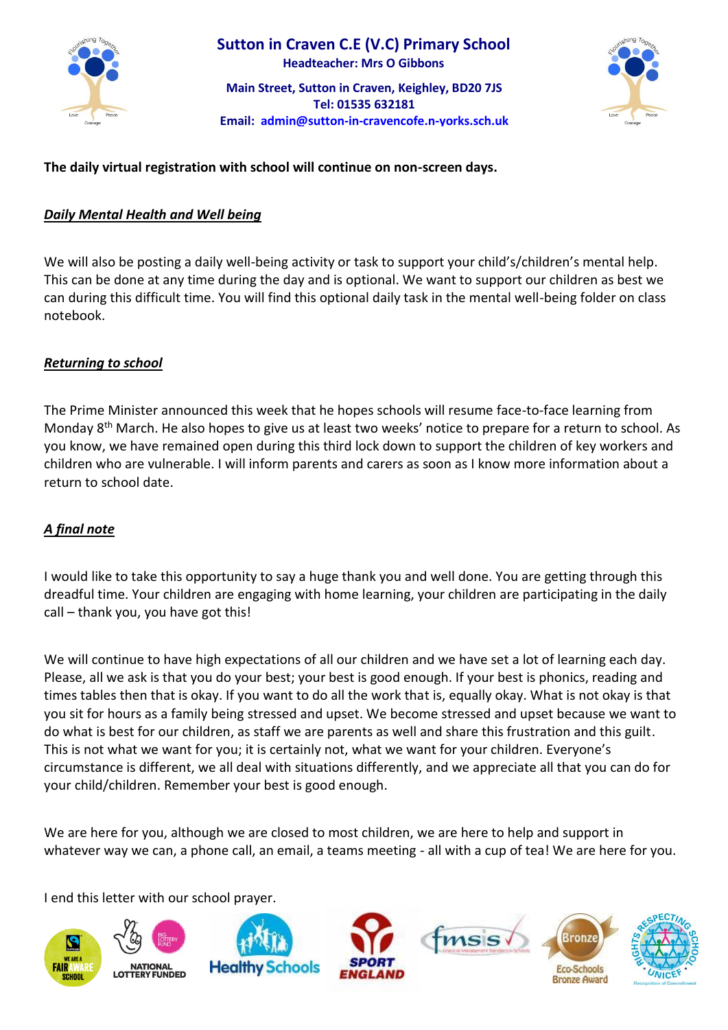The daily virtual registration with school will continue on non-screen days.

***Daily Mental Health and Well being***

We will also be posting a daily well-being activity or task to support your child's/children's mental help. This can be done at any time during the day and is optional. We want to support our children as best we can during this difficult time. You will find this optional daily task in the mental well-being folder on class notebook.

***Returning to school***

The Prime Minister announced this week that he hopes schools will resume face-to-face learning from Monday 8th March. He also hopes to give us at least two weeks' notice to prepare for a return to school. As you know, we have remained open during this third lock down to support the children of key workers and children who are vulnerable. I will inform parents and carers as soon as I know more information about a return to school date.

***A final note***

I would like to take this opportunity to say a huge thank you and well done. You are getting through this dreadful time. Your children are engaging with home learning, your children are participating in the daily call – thank you, you have got this!

We will continue to have high expectations of all our children and we have set a lot of learning each day. Please, all we ask is that you do your best; your best is good enough. If your best is phonics, reading and times tables then that is okay. If you want to do all the work that is, equally okay. What is not okay is that you sit for hours as a family being stressed and upset. We become stressed and upset because we want to do what is best for our children, as staff we are parents as well and share this frustration and this guilt. This is not what we want for you; it is certainly not, what we want for your children. Everyone's circumstance is different, we all deal with situations differently, and we appreciate all that you can do for your child/children. Remember your best is good enough.

We are here for you, although we are closed to most children, we are here to help and support in whatever way we can, a phone call, an email, a teams meeting - all with a cup of tea! We are here for you.

I end this letter with our school prayer.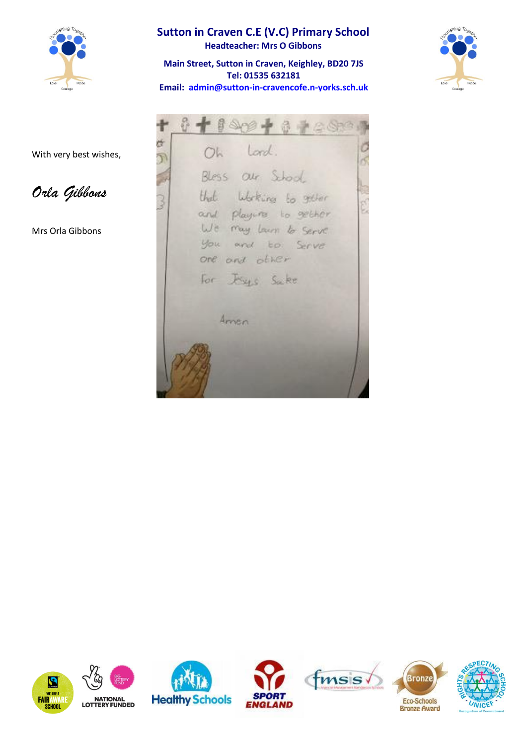# Sutton in Craven C.E (V.C) Primary School

**Headteacher: Mrs O Gibbons**

**Main Street, Sutton in Craven, Keighley, BD20 7JS**
**Tel: 01535 632181**
**Email: admin@sutton-in-cravencofe.n-yorks.sch.uk**

With very best wishes,

*Orla Gibbons*

Mrs Orla Gibbons

Oh Lord.

Bless our School

that working to gether

and playing to gether

We may learn to serve

you and to Serve

one and other

for Jesus Sake

Amen